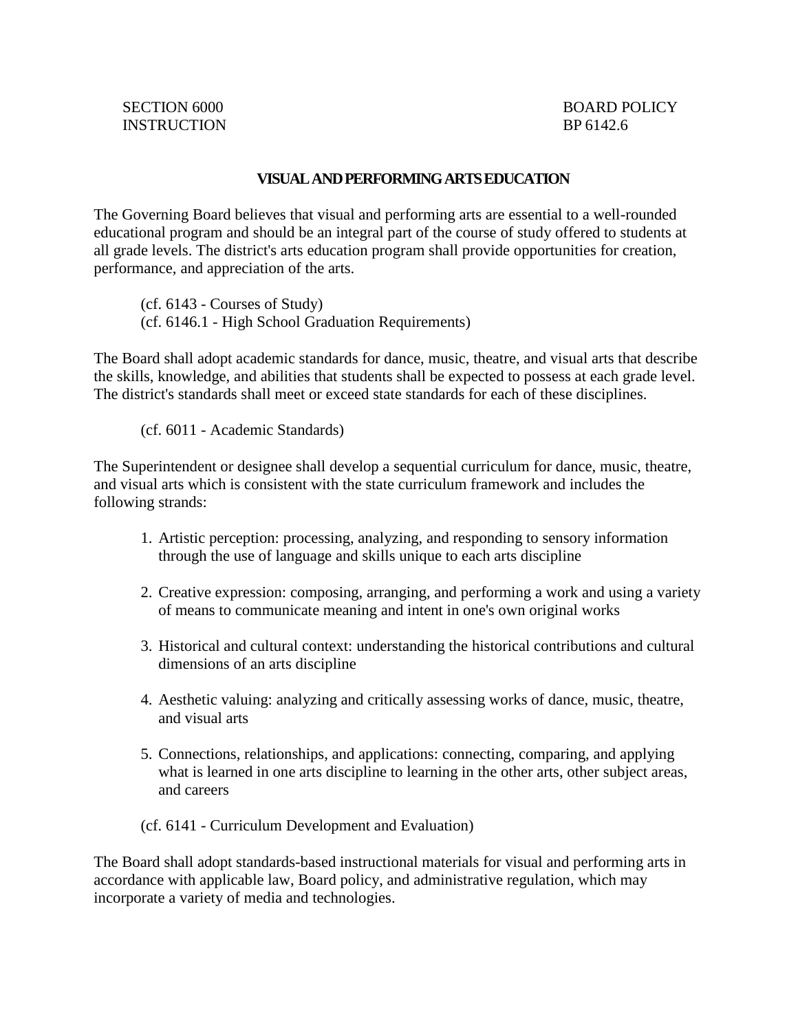SECTION 6000
INSTRUCTION

BOARD POLICY
BP 6142.6

# VISUAL AND PERFORMING ARTS EDUCATION

The Governing Board believes that visual and performing arts are essential to a well-rounded educational program and should be an integral part of the course of study offered to students at all grade levels. The district's arts education program shall provide opportunities for creation, performance, and appreciation of the arts.

(cf. 6143 - Courses of Study)
(cf. 6146.1 - High School Graduation Requirements)

The Board shall adopt academic standards for dance, music, theatre, and visual arts that describe the skills, knowledge, and abilities that students shall be expected to possess at each grade level. The district's standards shall meet or exceed state standards for each of these disciplines.

(cf. 6011 - Academic Standards)

The Superintendent or designee shall develop a sequential curriculum for dance, music, theatre, and visual arts which is consistent with the state curriculum framework and includes the following strands:

1. Artistic perception: processing, analyzing, and responding to sensory information through the use of language and skills unique to each arts discipline

2. Creative expression: composing, arranging, and performing a work and using a variety of means to communicate meaning and intent in one's own original works

3. Historical and cultural context: understanding the historical contributions and cultural dimensions of an arts discipline

4. Aesthetic valuing: analyzing and critically assessing works of dance, music, theatre, and visual arts

5. Connections, relationships, and applications: connecting, comparing, and applying what is learned in one arts discipline to learning in the other arts, other subject areas, and careers

(cf. 6141 - Curriculum Development and Evaluation)

The Board shall adopt standards-based instructional materials for visual and performing arts in accordance with applicable law, Board policy, and administrative regulation, which may incorporate a variety of media and technologies.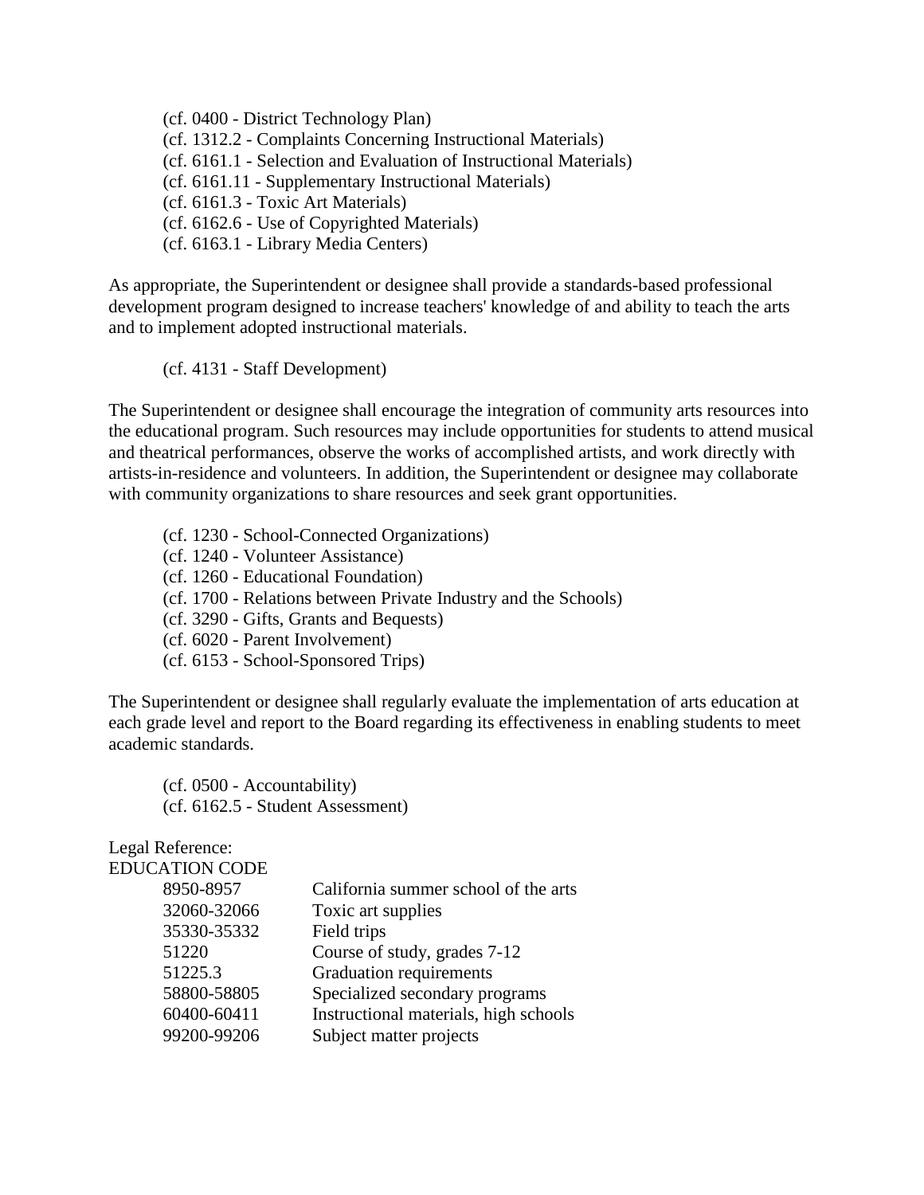(cf. 0400 - District Technology Plan)
(cf. 1312.2 - Complaints Concerning Instructional Materials)
(cf. 6161.1 - Selection and Evaluation of Instructional Materials)
(cf. 6161.11 - Supplementary Instructional Materials)
(cf. 6161.3 - Toxic Art Materials)
(cf. 6162.6 - Use of Copyrighted Materials)
(cf. 6163.1 - Library Media Centers)

As appropriate, the Superintendent or designee shall provide a standards-based professional development program designed to increase teachers' knowledge of and ability to teach the arts and to implement adopted instructional materials.

(cf. 4131 - Staff Development)

The Superintendent or designee shall encourage the integration of community arts resources into the educational program. Such resources may include opportunities for students to attend musical and theatrical performances, observe the works of accomplished artists, and work directly with artists-in-residence and volunteers. In addition, the Superintendent or designee may collaborate with community organizations to share resources and seek grant opportunities.

(cf. 1230 - School-Connected Organizations)
(cf. 1240 - Volunteer Assistance)
(cf. 1260 - Educational Foundation)
(cf. 1700 - Relations between Private Industry and the Schools)
(cf. 3290 - Gifts, Grants and Bequests)
(cf. 6020 - Parent Involvement)
(cf. 6153 - School-Sponsored Trips)

The Superintendent or designee shall regularly evaluate the implementation of arts education at each grade level and report to the Board regarding its effectiveness in enabling students to meet academic standards.

(cf. 0500 - Accountability)
(cf. 6162.5 - Student Assessment)

Legal Reference:
EDUCATION CODE

| | |
|---|---|
| 8950-8957 | California summer school of the arts |
| 32060-32066 | Toxic art supplies |
| 35330-35332 | Field trips |
| 51220 | Course of study, grades 7-12 |
| 51225.3 | Graduation requirements |
| 58800-58805 | Specialized secondary programs |
| 60400-60411 | Instructional materials, high schools |
| 99200-99206 | Subject matter projects |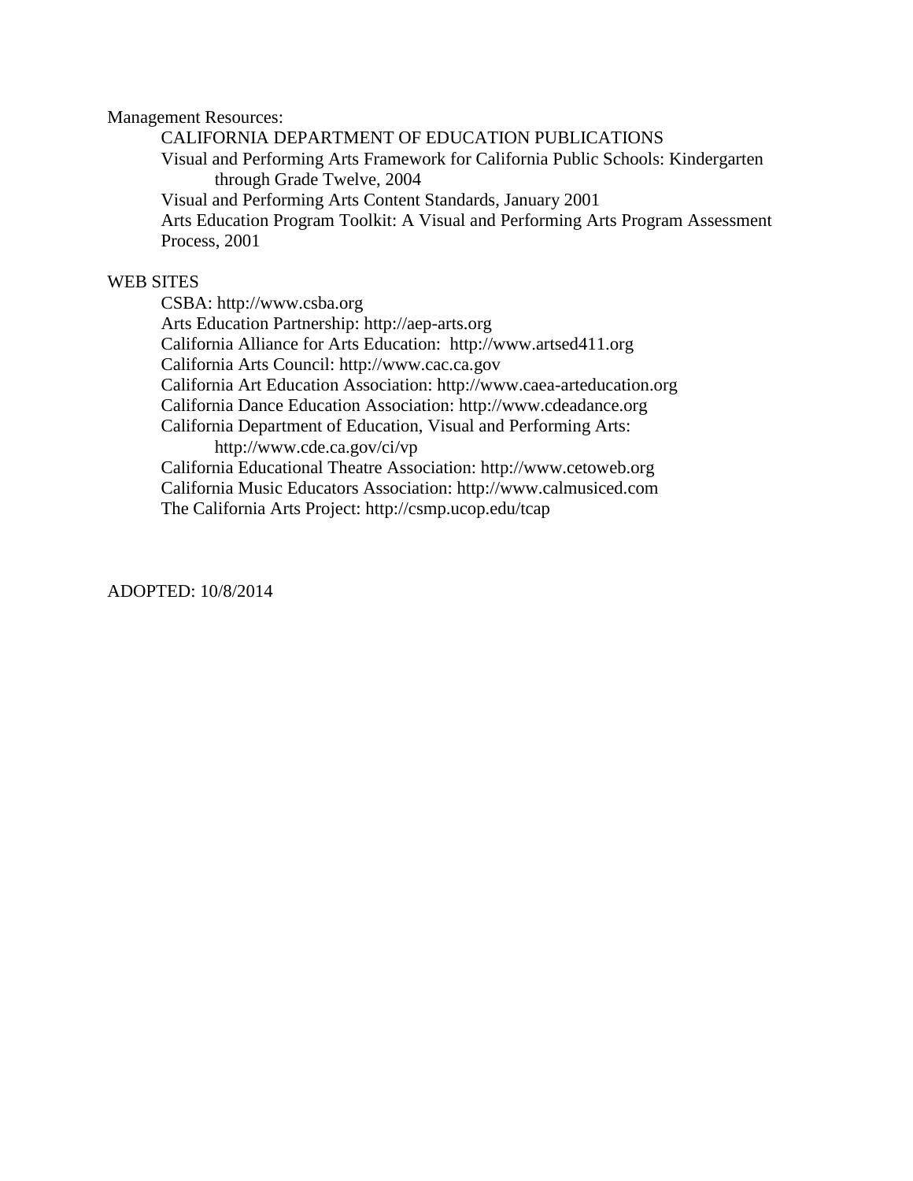Management Resources:

CALIFORNIA DEPARTMENT OF EDUCATION PUBLICATIONS

Visual and Performing Arts Framework for California Public Schools: Kindergarten through Grade Twelve, 2004

Visual and Performing Arts Content Standards, January 2001

Arts Education Program Toolkit: A Visual and Performing Arts Program Assessment Process, 2001

WEB SITES

CSBA: http://www.csba.org

Arts Education Partnership: http://aep-arts.org

California Alliance for Arts Education: http://www.artsed411.org

California Arts Council: http://www.cac.ca.gov

California Art Education Association: http://www.caea-arteducation.org

California Dance Education Association: http://www.cdeadance.org

California Department of Education, Visual and Performing Arts: http://www.cde.ca.gov/ci/vp

California Educational Theatre Association: http://www.cetoweb.org

California Music Educators Association: http://www.calmusiced.com

The California Arts Project: http://csmp.ucop.edu/tcap

ADOPTED: 10/8/2014